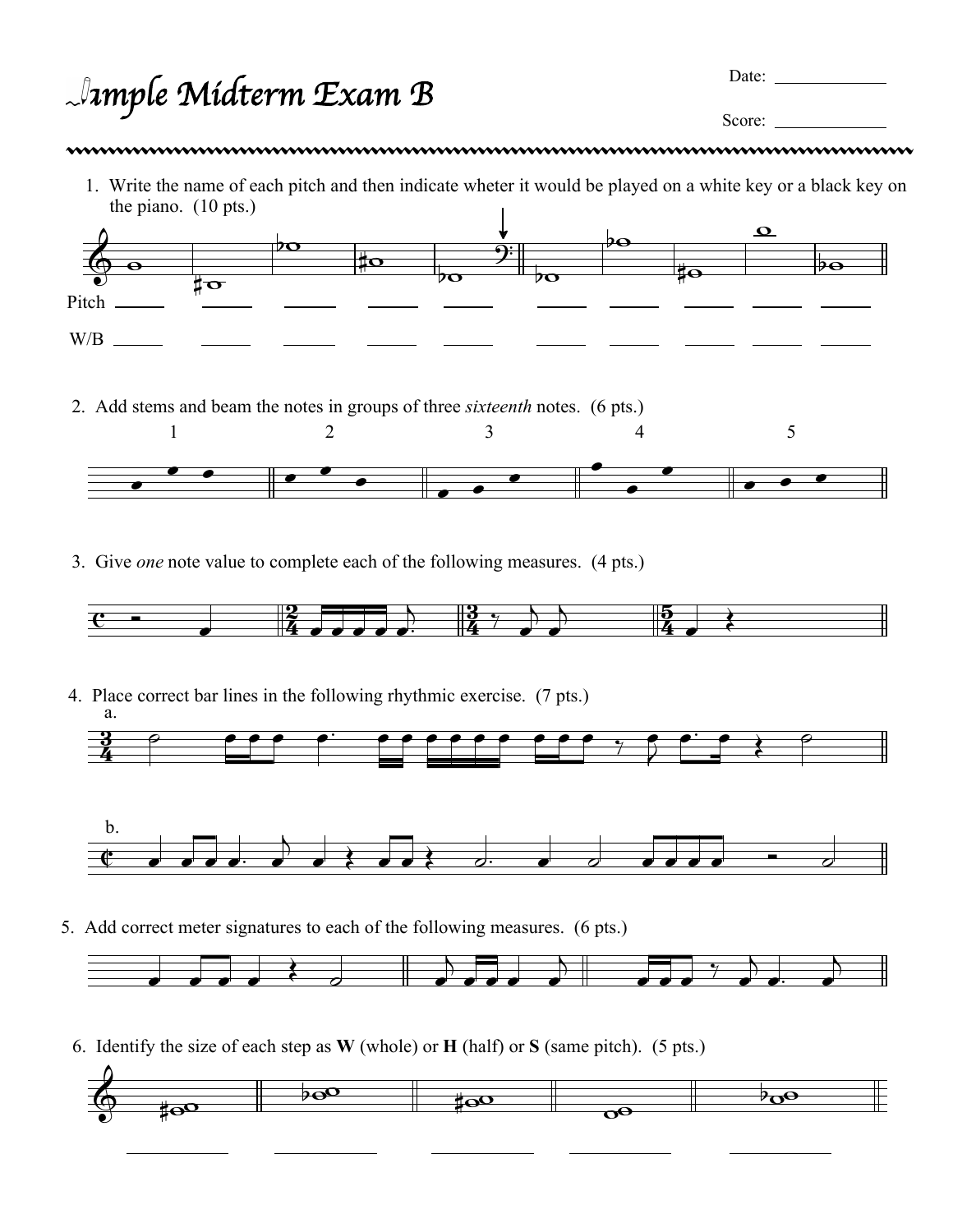# Sample Midterm Exam B

Date: ____________

Score: ____________

1. Write the name of each pitch and then indicate wheter it would be played on a white key or a black key on the piano. (10 pts.)

Pitch ______ ______ ______ ______ ______ ______ ______ ______ ______ ______

W/B ______ ______ ______ ______ ______ ______ ______ ______ ______ ______

2. Add stems and beam the notes in groups of three *sixteenth* notes. (6 pts.)

1 2 3 4 5

3. Give *one* note value to complete each of the following measures. (4 pts.)

4. Place correct bar lines in the following rhythmic exercise. (7 pts.)

a.

b.

5. Add correct meter signatures to each of the following measures. (6 pts.)

6. Identify the size of each step as **W** (whole) or **H** (half) or **S** (same pitch). (5 pts.)

__________ __________ __________ __________ __________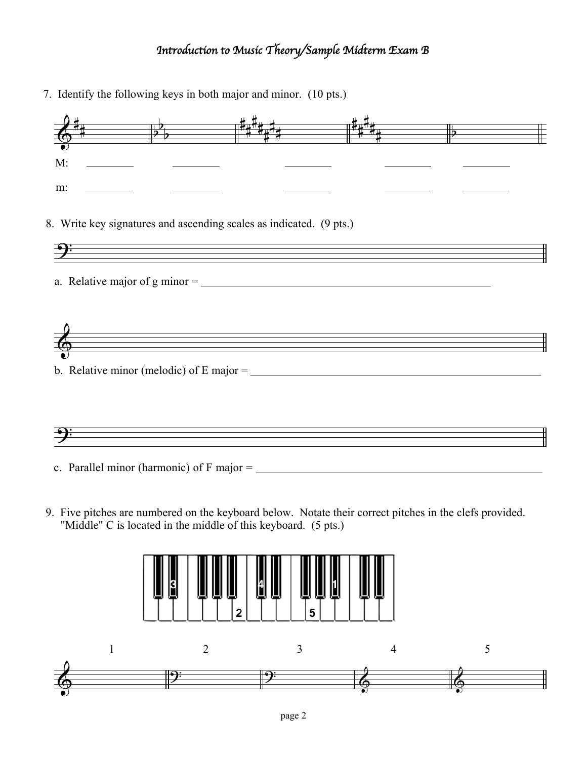# Introduction to Music Theory/Sample Midterm Exam B

7. Identify the following keys in both major and minor. (10 pts.)

M: ________ ________ ________ ________ ________

m: ________ ________ ________ ________ ________

8. Write key signatures and ascending scales as indicated. (9 pts.)

a. Relative major of g minor = ______________________________________________________

b. Relative minor (melodic) of E major = ______________________________________________________

c. Parallel minor (harmonic) of F major = ______________________________________________________

9. Five pitches are numbered on the keyboard below. Notate their correct pitches in the clefs provided. "Middle" C is located in the middle of this keyboard. (5 pts.)

1 2 3 4 5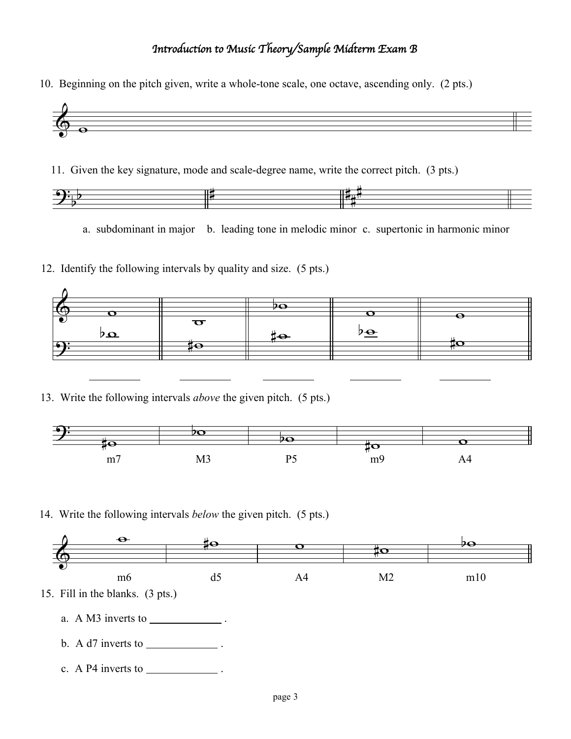# *Introduction to Music Theory/Sample Midterm Exam B*

10. Beginning on the pitch given, write a whole-tone scale, one octave, ascending only. (2 pts.)

11. Given the key signature, mode and scale-degree name, write the correct pitch. (3 pts.)

a. subdominant in major b. leading tone in melodic minor c. supertonic in harmonic minor

12. Identify the following intervals by quality and size. (5 pts.)

_________ _________ _________ _________ _________

13. Write the following intervals *above* the given pitch. (5 pts.)

m7 M3 P5 m9 A4

14. Write the following intervals *below* the given pitch. (5 pts.)

m6 d5 A4 M2 m10

15. Fill in the blanks. (3 pts.)

a. A M3 inverts to _____________ .

b. A d7 inverts to _____________ .

c. A P4 inverts to _____________ .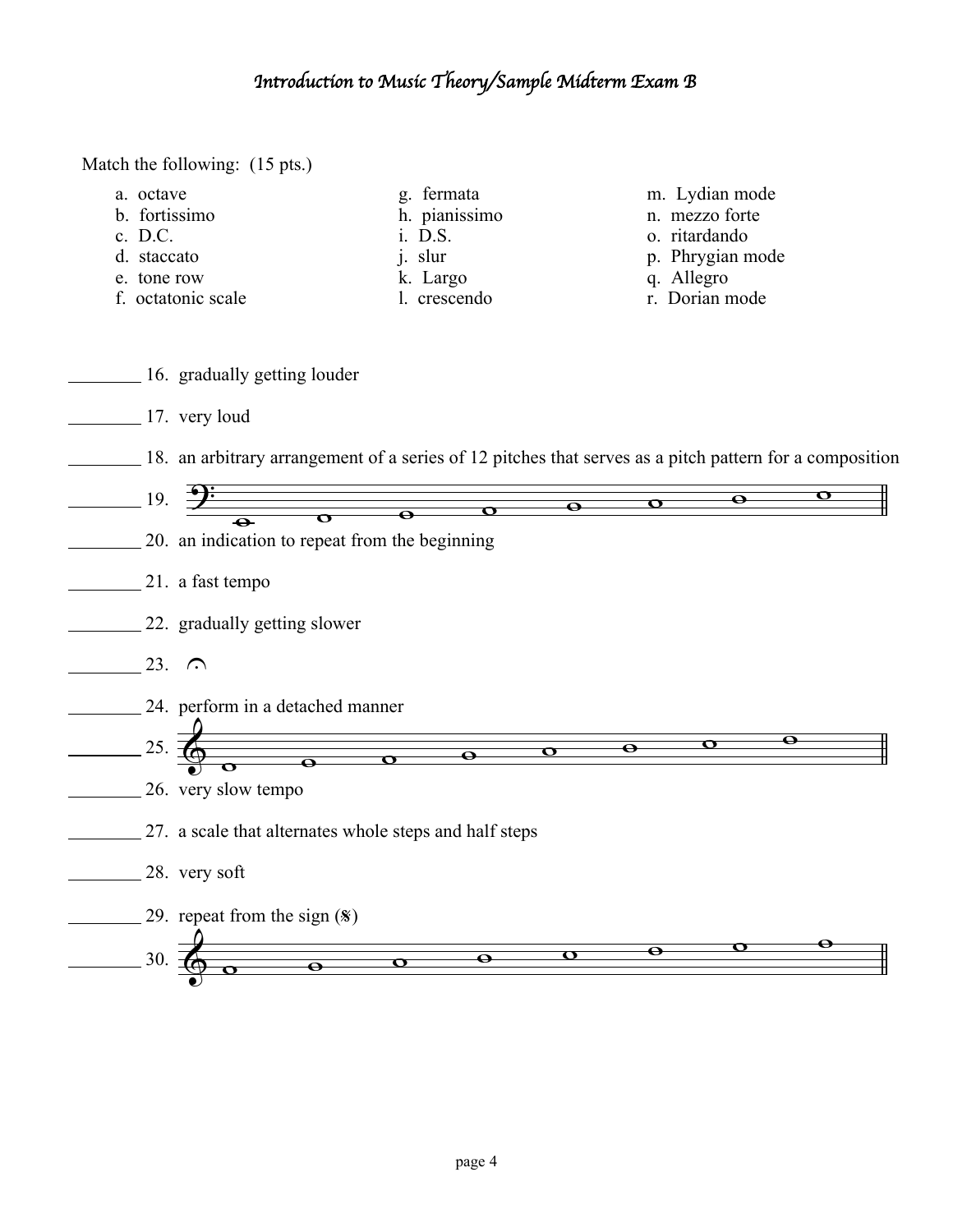*Introduction to Music Theory/Sample Midterm Exam B*

Match the following: (15 pts.)

| | | |
|---|---|---|
| a. octave | g. fermata | m. Lydian mode |
| b. fortissimo | h. pianissimo | n. mezzo forte |
| c. D.C. | i. D.S. | o. ritardando |
| d. staccato | j. slur | p. Phrygian mode |
| e. tone row | k. Largo | q. Allegro |
| f. octatonic scale | l. crescendo | r. Dorian mode |

________ 16. gradually getting louder

________ 17. very loud

________ 18. an arbitrary arrangement of a series of 12 pitches that serves as a pitch pattern for a composition

________ 19.

________ 20. an indication to repeat from the beginning

________ 21. a fast tempo

________ 22. gradually getting slower

________ 23. 𝄐

________ 24. perform in a detached manner

________ 25.

________ 26. very slow tempo

________ 27. a scale that alternates whole steps and half steps

________ 28. very soft

________ 29. repeat from the sign (𝄋)

________ 30.